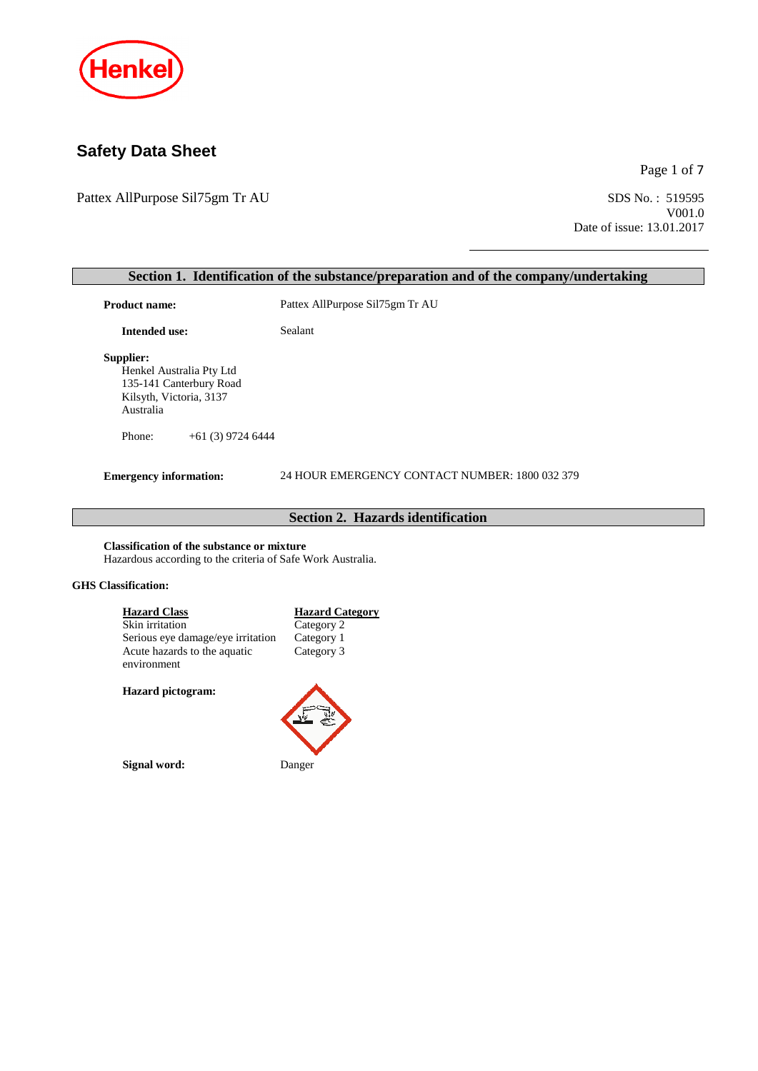# Safety Data Sheet

Pattex AllPurpose Sil75gm Tr AU

SDS No. : 519595
V001.0
Date of issue: 13.01.2017

## Section 1. Identification of the substance/preparation and of the company/undertaking

**Product name:** Pattex AllPurpose Sil75gm Tr AU

**Intended use:** Sealant

**Supplier:**
Henkel Australia Pty Ltd
135-141 Canterbury Road
Kilsyth, Victoria, 3137
Australia

Phone: +61 (3) 9724 6444

**Emergency information:** 24 HOUR EMERGENCY CONTACT NUMBER: 1800 032 379

## Section 2. Hazards identification

**Classification of the substance or mixture**
Hazardous according to the criteria of Safe Work Australia.

**GHS Classification:**

| Hazard Class | Hazard Category |
|---|---|
| Skin irritation | Category 2 |
| Serious eye damage/eye irritation | Category 1 |
| Acute hazards to the aquatic environment | Category 3 |

**Hazard pictogram:**

**Signal word:** Danger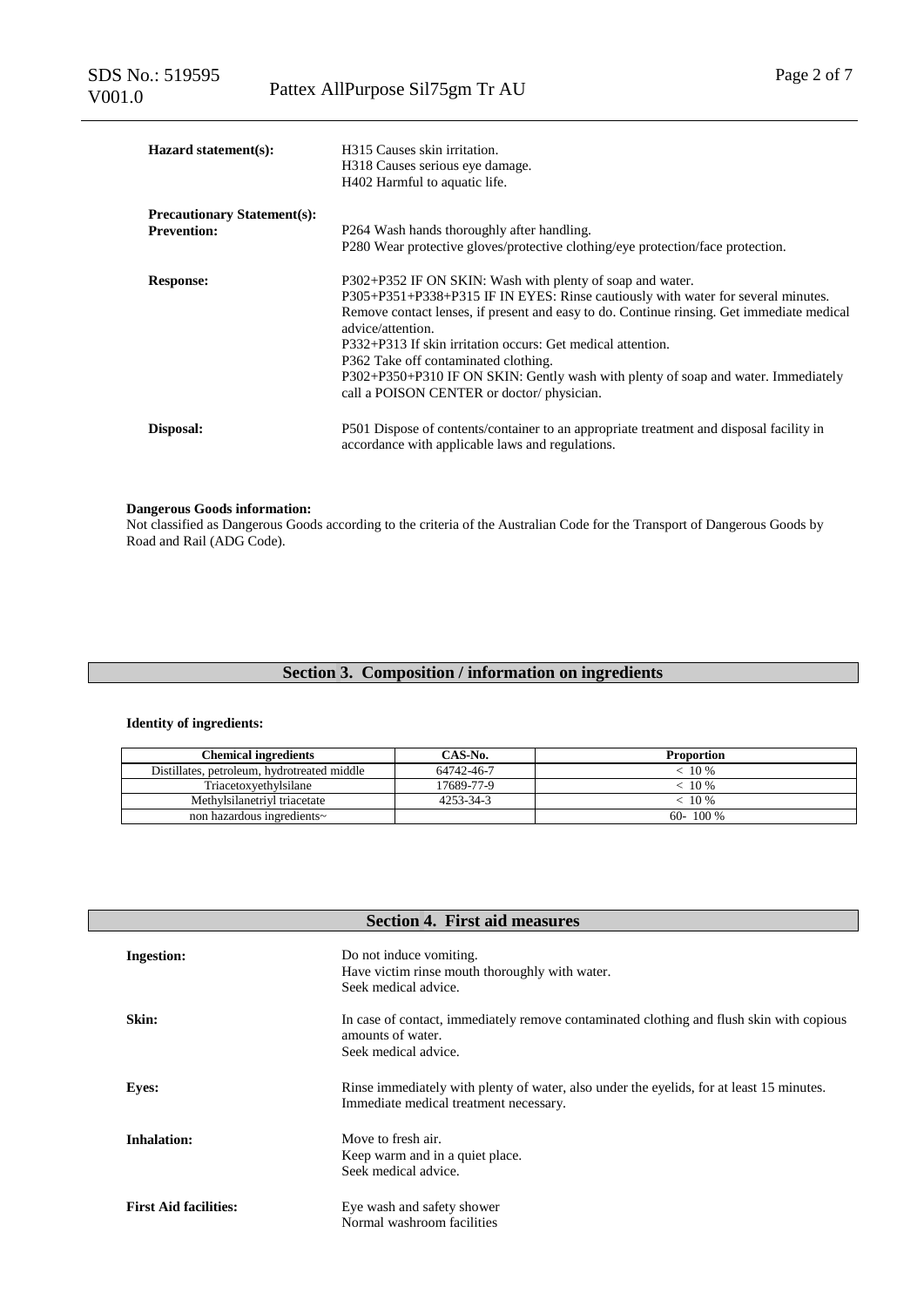**Hazard statement(s):**
H315 Causes skin irritation.
H318 Causes serious eye damage.
H402 Harmful to aquatic life.

**Precautionary Statement(s):**

**Prevention:**
P264 Wash hands thoroughly after handling.
P280 Wear protective gloves/protective clothing/eye protection/face protection.

**Response:**
P302+P352 IF ON SKIN: Wash with plenty of soap and water.
P305+P351+P338+P315 IF IN EYES: Rinse cautiously with water for several minutes. Remove contact lenses, if present and easy to do. Continue rinsing. Get immediate medical advice/attention.
P332+P313 If skin irritation occurs: Get medical attention.
P362 Take off contaminated clothing.
P302+P350+P310 IF ON SKIN: Gently wash with plenty of soap and water. Immediately call a POISON CENTER or doctor/ physician.

**Disposal:**
P501 Dispose of contents/container to an appropriate treatment and disposal facility in accordance with applicable laws and regulations.

**Dangerous Goods information:**
Not classified as Dangerous Goods according to the criteria of the Australian Code for the Transport of Dangerous Goods by Road and Rail (ADG Code).

## Section 3. Composition / information on ingredients

**Identity of ingredients:**

| Chemical ingredients | CAS-No. | Proportion |
|---|---|---|
| Distillates, petroleum, hydrotreated middle | 64742-46-7 | < 10 % |
| Triacetoxyethylsilane | 17689-77-9 | < 10 % |
| Methylsilanetriyl triacetate | 4253-34-3 | < 10 % |
| non hazardous ingredients~ | | 60- 100 % |

## Section 4. First aid measures

**Ingestion:**
Do not induce vomiting.
Have victim rinse mouth thoroughly with water.
Seek medical advice.

**Skin:**
In case of contact, immediately remove contaminated clothing and flush skin with copious amounts of water.
Seek medical advice.

**Eyes:**
Rinse immediately with plenty of water, also under the eyelids, for at least 15 minutes.
Immediate medical treatment necessary.

**Inhalation:**
Move to fresh air.
Keep warm and in a quiet place.
Seek medical advice.

**First Aid facilities:**
Eye wash and safety shower
Normal washroom facilities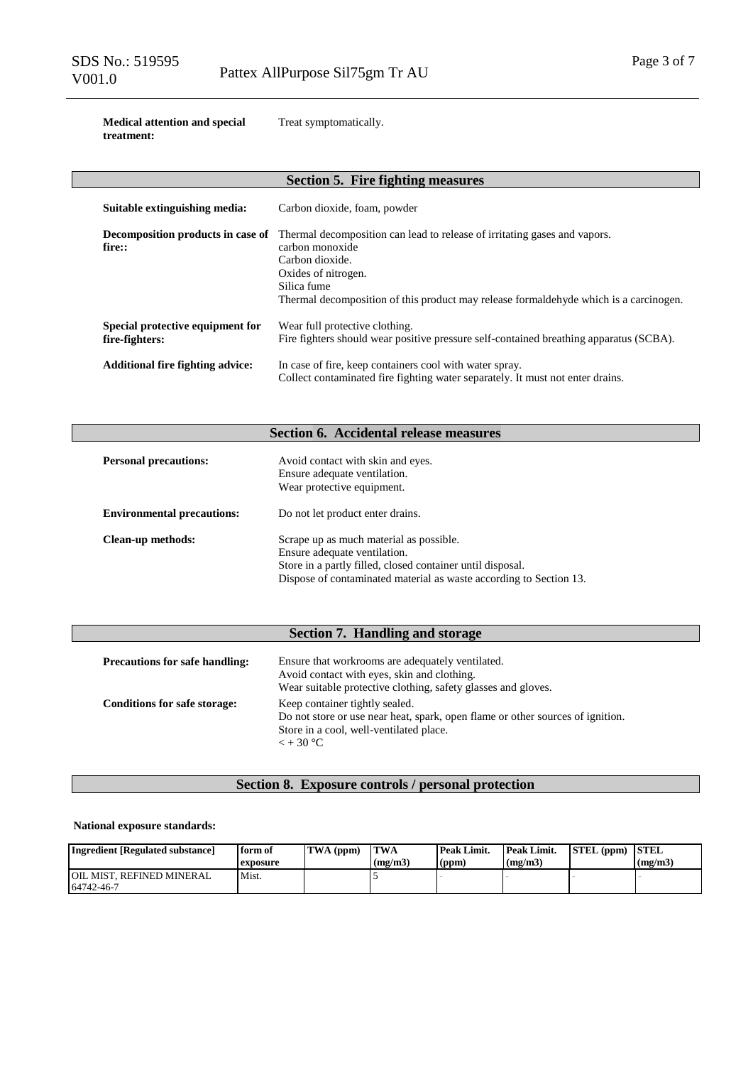**Medical attention and special treatment:** Treat symptomatically.

## Section 5. Fire fighting measures

**Suitable extinguishing media:** Carbon dioxide, foam, powder

**Decomposition products in case of fire::** Thermal decomposition can lead to release of irritating gases and vapors.
carbon monoxide
Carbon dioxide.
Oxides of nitrogen.
Silica fume
Thermal decomposition of this product may release formaldehyde which is a carcinogen.

**Special protective equipment for fire-fighters:** Wear full protective clothing.
Fire fighters should wear positive pressure self-contained breathing apparatus (SCBA).

**Additional fire fighting advice:** In case of fire, keep containers cool with water spray.
Collect contaminated fire fighting water separately. It must not enter drains.

## Section 6. Accidental release measures

**Personal precautions:** Avoid contact with skin and eyes.
Ensure adequate ventilation.
Wear protective equipment.

**Environmental precautions:** Do not let product enter drains.

**Clean-up methods:** Scrape up as much material as possible.
Ensure adequate ventilation.
Store in a partly filled, closed container until disposal.
Dispose of contaminated material as waste according to Section 13.

## Section 7. Handling and storage

**Precautions for safe handling:** Ensure that workrooms are adequately ventilated.
Avoid contact with eyes, skin and clothing.
Wear suitable protective clothing, safety glasses and gloves.

**Conditions for safe storage:** Keep container tightly sealed.
Do not store or use near heat, spark, open flame or other sources of ignition.
Store in a cool, well-ventilated place.
< + 30 °C

## Section 8. Exposure controls / personal protection

**National exposure standards:**

| Ingredient [Regulated substance] | form of exposure | TWA (ppm) | TWA (mg/m3) | Peak Limit. (ppm) | Peak Limit. (mg/m3) | STEL (ppm) | STEL (mg/m3) |
|---|---|---|---|---|---|---|---|
| OIL MIST, REFINED MINERAL 64742-46-7 | Mist. | | 5 | - | - | - | - |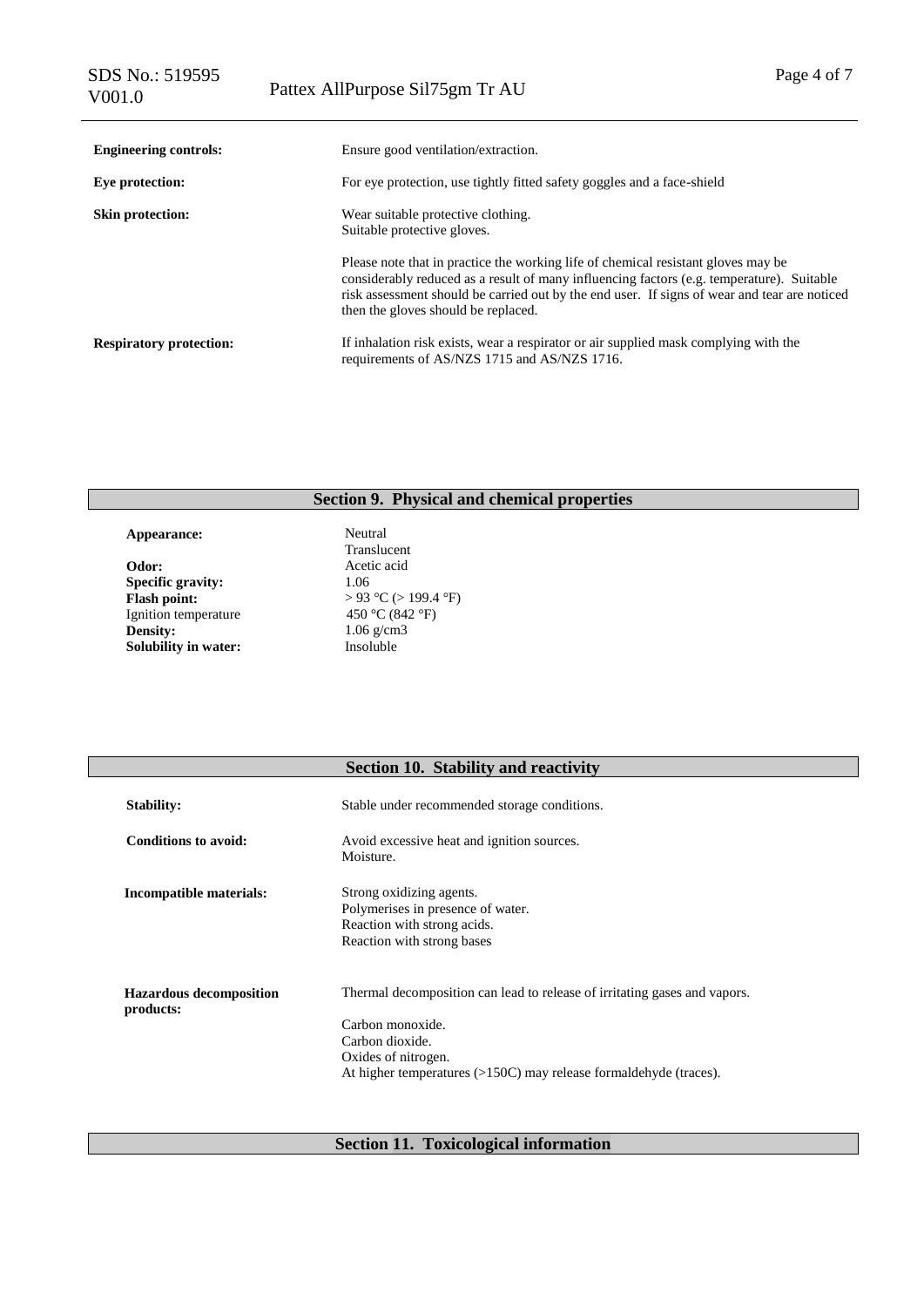| | |
|---|---|
| **Engineering controls:** | Ensure good ventilation/extraction. |
| **Eye protection:** | For eye protection, use tightly fitted safety goggles and a face-shield |
| **Skin protection:** | Wear suitable protective clothing.<br>Suitable protective gloves.<br><br>Please note that in practice the working life of chemical resistant gloves may be considerably reduced as a result of many influencing factors (e.g. temperature). Suitable risk assessment should be carried out by the end user. If signs of wear and tear are noticed then the gloves should be replaced. |
| **Respiratory protection:** | If inhalation risk exists, wear a respirator or air supplied mask complying with the requirements of AS/NZS 1715 and AS/NZS 1716. |

## Section 9. Physical and chemical properties

| | |
|---|---|
| **Appearance:** | Neutral<br>Translucent |
| **Odor:** | Acetic acid |
| **Specific gravity:** | 1.06 |
| **Flash point:** | > 93 °C (> 199.4 °F) |
| Ignition temperature | 450 °C (842 °F) |
| **Density:** | 1.06 g/cm3 |
| **Solubility in water:** | Insoluble |

## Section 10. Stability and reactivity

| | |
|---|---|
| **Stability:** | Stable under recommended storage conditions. |
| **Conditions to avoid:** | Avoid excessive heat and ignition sources.<br>Moisture. |
| **Incompatible materials:** | Strong oxidizing agents.<br>Polymerises in presence of water.<br>Reaction with strong acids.<br>Reaction with strong bases |
| **Hazardous decomposition products:** | Thermal decomposition can lead to release of irritating gases and vapors.<br><br>Carbon monoxide.<br>Carbon dioxide.<br>Oxides of nitrogen.<br>At higher temperatures (>150C) may release formaldehyde (traces). |

## Section 11. Toxicological information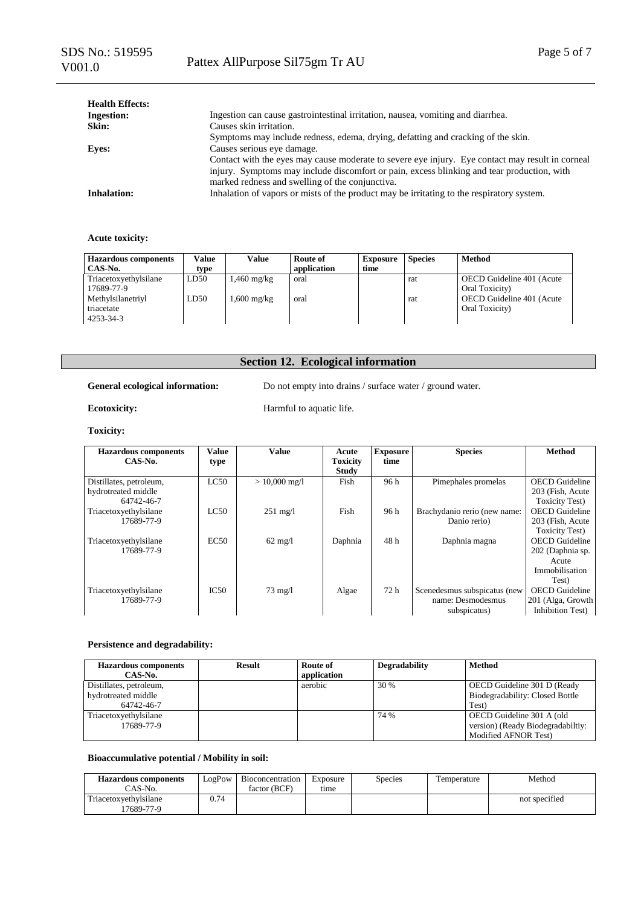**Health Effects:**

**Ingestion:** Ingestion can cause gastrointestinal irritation, nausea, vomiting and diarrhea.

**Skin:** Causes skin irritation.
Symptoms may include redness, edema, drying, defatting and cracking of the skin.

**Eyes:** Causes serious eye damage.
Contact with the eyes may cause moderate to severe eye injury. Eye contact may result in corneal injury. Symptoms may include discomfort or pain, excess blinking and tear production, with marked redness and swelling of the conjunctiva.

**Inhalation:** Inhalation of vapors or mists of the product may be irritating to the respiratory system.

**Acute toxicity:**

| Hazardous components CAS-No. | Value type | Value | Route of application | Exposure time | Species | Method |
|---|---|---|---|---|---|---|
| Triacetoxyethylsilane 17689-77-9 | LD50 | 1,460 mg/kg | oral | | rat | OECD Guideline 401 (Acute Oral Toxicity) |
| Methylsilanetriyl triacetate 4253-34-3 | LD50 | 1,600 mg/kg | oral | | rat | OECD Guideline 401 (Acute Oral Toxicity) |

## Section 12. Ecological information

**General ecological information:** Do not empty into drains / surface water / ground water.

**Ecotoxicity:** Harmful to aquatic life.

**Toxicity:**

| Hazardous components CAS-No. | Value type | Value | Acute Toxicity Study | Exposure time | Species | Method |
|---|---|---|---|---|---|---|
| Distillates, petroleum, hydrotreated middle 64742-46-7 | LC50 | > 10,000 mg/l | Fish | 96 h | Pimephales promelas | OECD Guideline 203 (Fish, Acute Toxicity Test) |
| Triacetoxyethylsilane 17689-77-9 | LC50 | 251 mg/l | Fish | 96 h | Brachydanio rerio (new name: Danio rerio) | OECD Guideline 203 (Fish, Acute Toxicity Test) |
| Triacetoxyethylsilane 17689-77-9 | EC50 | 62 mg/l | Daphnia | 48 h | Daphnia magna | OECD Guideline 202 (Daphnia sp. Acute Immobilisation Test) |
| Triacetoxyethylsilane 17689-77-9 | IC50 | 73 mg/l | Algae | 72 h | Scenedesmus subspicatus (new name: Desmodesmus subspicatus) | OECD Guideline 201 (Alga, Growth Inhibition Test) |

**Persistence and degradability:**

| Hazardous components CAS-No. | Result | Route of application | Degradability | Method |
|---|---|---|---|---|
| Distillates, petroleum, hydrotreated middle 64742-46-7 | | aerobic | 30 % | OECD Guideline 301 D (Ready Biodegradability: Closed Bottle Test) |
| Triacetoxyethylsilane 17689-77-9 | | | 74 % | OECD Guideline 301 A (old version) (Ready Biodegradabiltiy: Modified AFNOR Test) |

**Bioaccumulative potential / Mobility in soil:**

| Hazardous components CAS-No. | LogPow | Bioconcentration factor (BCF) | Exposure time | Species | Temperature | Method |
|---|---|---|---|---|---|---|
| Triacetoxyethylsilane 17689-77-9 | 0.74 | | | | | not specified |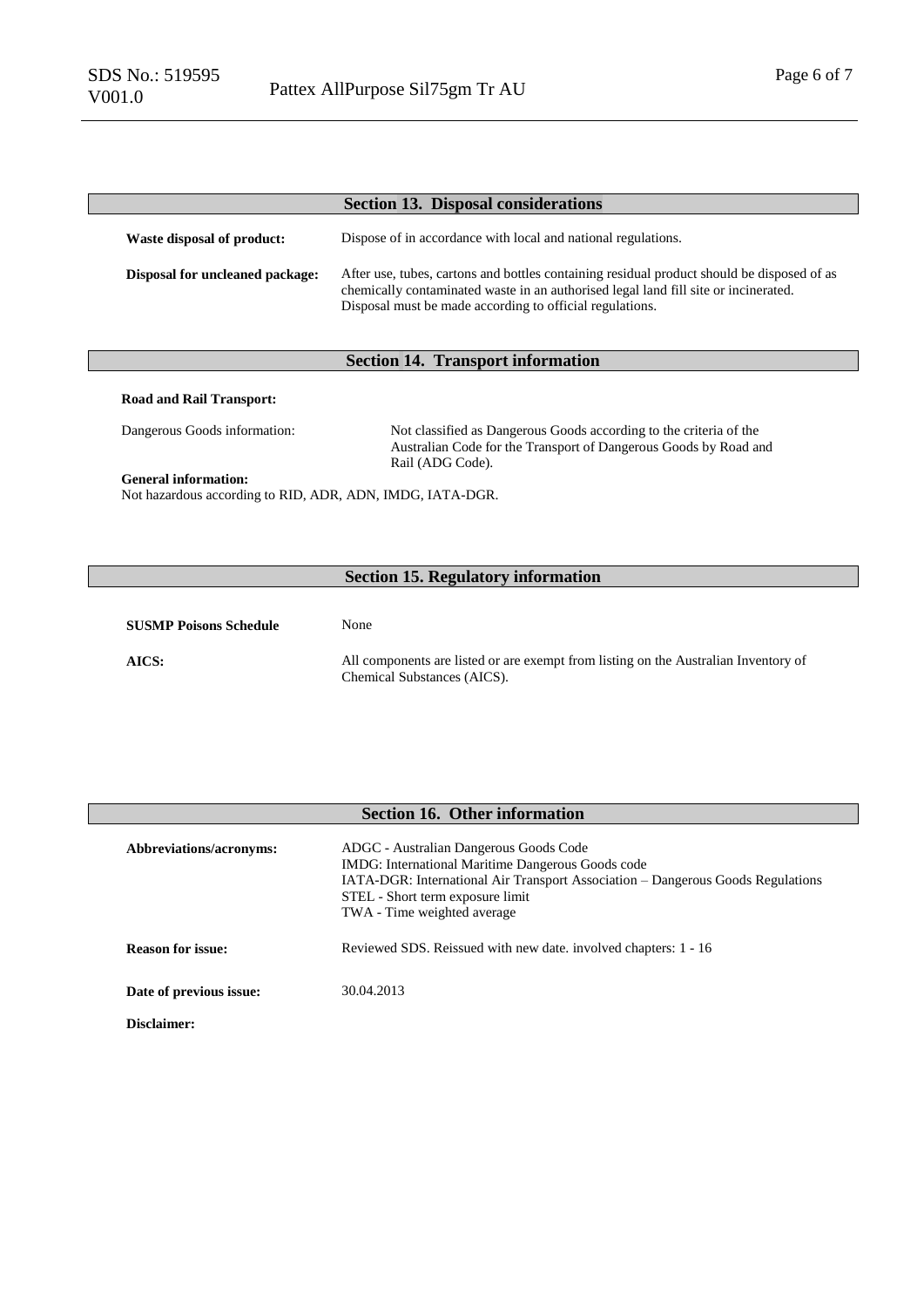## Section 13. Disposal considerations

**Waste disposal of product:** Dispose of in accordance with local and national regulations.

**Disposal for uncleaned package:** After use, tubes, cartons and bottles containing residual product should be disposed of as chemically contaminated waste in an authorised legal land fill site or incinerated. Disposal must be made according to official regulations.

## Section 14. Transport information

**Road and Rail Transport:**

Dangerous Goods information: Not classified as Dangerous Goods according to the criteria of the Australian Code for the Transport of Dangerous Goods by Road and Rail (ADG Code).

**General information:**
Not hazardous according to RID, ADR, ADN, IMDG, IATA-DGR.

## Section 15. Regulatory information

**SUSMP Poisons Schedule** None

**AICS:** All components are listed or are exempt from listing on the Australian Inventory of Chemical Substances (AICS).

## Section 16. Other information

**Abbreviations/acronyms:**
ADGC - Australian Dangerous Goods Code
IMDG: International Maritime Dangerous Goods code
IATA-DGR: International Air Transport Association – Dangerous Goods Regulations
STEL - Short term exposure limit
TWA - Time weighted average

**Reason for issue:** Reviewed SDS. Reissued with new date. involved chapters: 1 - 16

**Date of previous issue:** 30.04.2013

**Disclaimer:**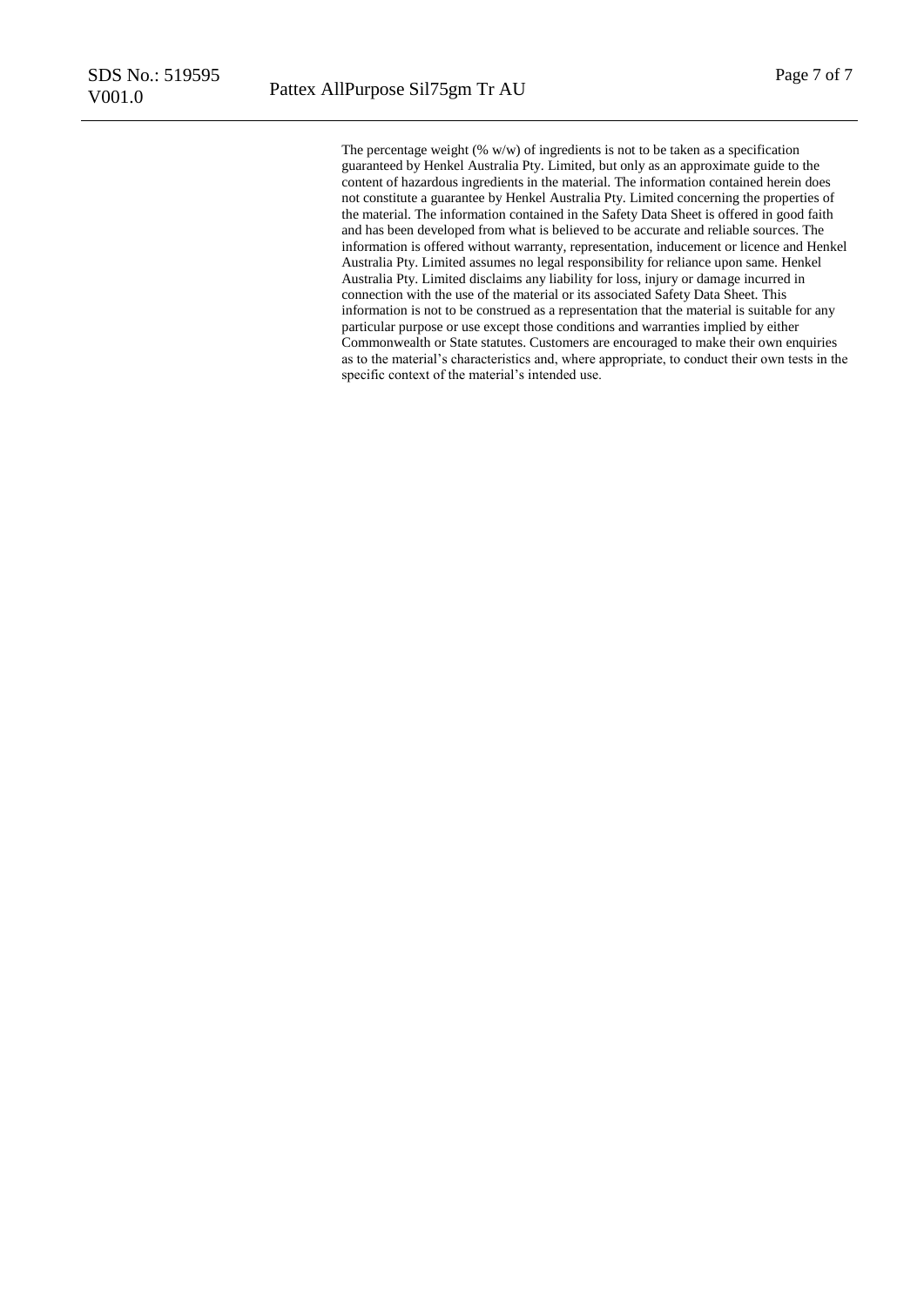The percentage weight (% w/w) of ingredients is not to be taken as a specification guaranteed by Henkel Australia Pty. Limited, but only as an approximate guide to the content of hazardous ingredients in the material. The information contained herein does not constitute a guarantee by Henkel Australia Pty. Limited concerning the properties of the material. The information contained in the Safety Data Sheet is offered in good faith and has been developed from what is believed to be accurate and reliable sources. The information is offered without warranty, representation, inducement or licence and Henkel Australia Pty. Limited assumes no legal responsibility for reliance upon same. Henkel Australia Pty. Limited disclaims any liability for loss, injury or damage incurred in connection with the use of the material or its associated Safety Data Sheet. This information is not to be construed as a representation that the material is suitable for any particular purpose or use except those conditions and warranties implied by either Commonwealth or State statutes. Customers are encouraged to make their own enquiries as to the material's characteristics and, where appropriate, to conduct their own tests in the specific context of the material's intended use.